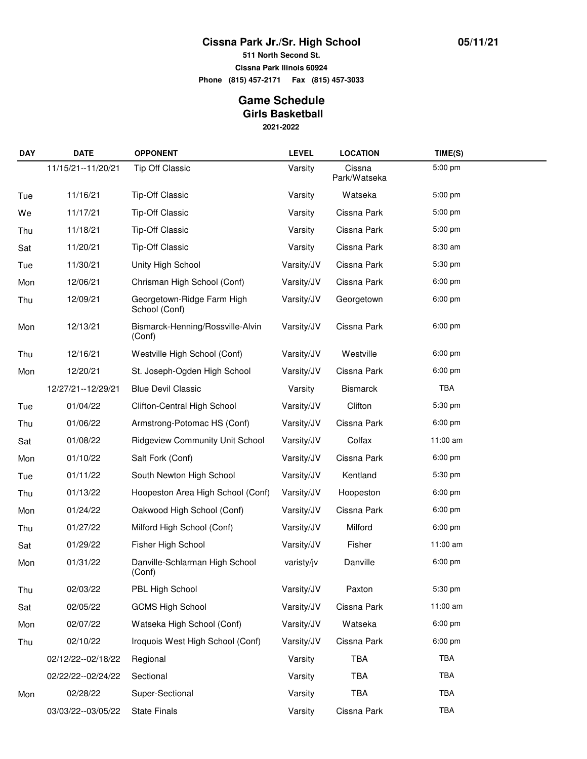**Cissna Park Jr./Sr. High School**

05/11/21

**511 North Second St.**
**Cissna Park Ilinois 60924**
**Phone (815) 457-2171 Fax (815) 457-3033**

# Game Schedule

## Girls Basketball

**2021-2022**

| DAY | DATE | OPPONENT | LEVEL | LOCATION | TIME(S) |
|---|---|---|---|---|---|
| | 11/15/21--11/20/21 | Tip Off Classic | Varsity | Cissna Park/Watseka | 5:00 pm |
| Tue | 11/16/21 | Tip-Off Classic | Varsity | Watseka | 5:00 pm |
| We | 11/17/21 | Tip-Off Classic | Varsity | Cissna Park | 5:00 pm |
| Thu | 11/18/21 | Tip-Off Classic | Varsity | Cissna Park | 5:00 pm |
| Sat | 11/20/21 | Tip-Off Classic | Varsity | Cissna Park | 8:30 am |
| Tue | 11/30/21 | Unity High School | Varsity/JV | Cissna Park | 5:30 pm |
| Mon | 12/06/21 | Chrisman High School (Conf) | Varsity/JV | Cissna Park | 6:00 pm |
| Thu | 12/09/21 | Georgetown-Ridge Farm High School (Conf) | Varsity/JV | Georgetown | 6:00 pm |
| Mon | 12/13/21 | Bismarck-Henning/Rossville-Alvin (Conf) | Varsity/JV | Cissna Park | 6:00 pm |
| Thu | 12/16/21 | Westville High School (Conf) | Varsity/JV | Westville | 6:00 pm |
| Mon | 12/20/21 | St. Joseph-Ogden High School | Varsity/JV | Cissna Park | 6:00 pm |
| | 12/27/21--12/29/21 | Blue Devil Classic | Varsity | Bismarck | TBA |
| Tue | 01/04/22 | Clifton-Central High School | Varsity/JV | Clifton | 5:30 pm |
| Thu | 01/06/22 | Armstrong-Potomac HS (Conf) | Varsity/JV | Cissna Park | 6:00 pm |
| Sat | 01/08/22 | Ridgeview Community Unit School | Varsity/JV | Colfax | 11:00 am |
| Mon | 01/10/22 | Salt Fork (Conf) | Varsity/JV | Cissna Park | 6:00 pm |
| Tue | 01/11/22 | South Newton High School | Varsity/JV | Kentland | 5:30 pm |
| Thu | 01/13/22 | Hoopeston Area High School (Conf) | Varsity/JV | Hoopeston | 6:00 pm |
| Mon | 01/24/22 | Oakwood High School (Conf) | Varsity/JV | Cissna Park | 6:00 pm |
| Thu | 01/27/22 | Milford High School (Conf) | Varsity/JV | Milford | 6:00 pm |
| Sat | 01/29/22 | Fisher High School | Varsity/JV | Fisher | 11:00 am |
| Mon | 01/31/22 | Danville-Schlarman High School (Conf) | varisty/jv | Danville | 6:00 pm |
| Thu | 02/03/22 | PBL High School | Varsity/JV | Paxton | 5:30 pm |
| Sat | 02/05/22 | GCMS High School | Varsity/JV | Cissna Park | 11:00 am |
| Mon | 02/07/22 | Watseka High School (Conf) | Varsity/JV | Watseka | 6:00 pm |
| Thu | 02/10/22 | Iroquois West High School (Conf) | Varsity/JV | Cissna Park | 6:00 pm |
| | 02/12/22--02/18/22 | Regional | Varsity | TBA | TBA |
| | 02/22/22--02/24/22 | Sectional | Varsity | TBA | TBA |
| Mon | 02/28/22 | Super-Sectional | Varsity | TBA | TBA |
| | 03/03/22--03/05/22 | State Finals | Varsity | Cissna Park | TBA |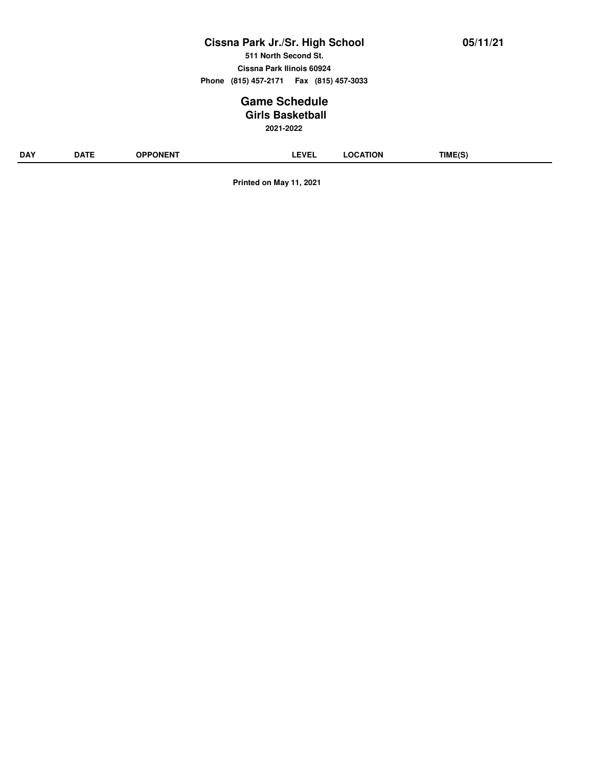# Cissna Park Jr./Sr. High School

05/11/21

**511 North Second St.**

**Cissna Park Ilinois 60924**

**Phone (815) 457-2171 Fax (815) 457-3033**

## Game Schedule

### Girls Basketball

**2021-2022**

| DAY | DATE | OPPONENT | LEVEL | LOCATION | TIME(S) |
| --- | --- | --- | --- | --- | --- |

**Printed on May 11, 2021**